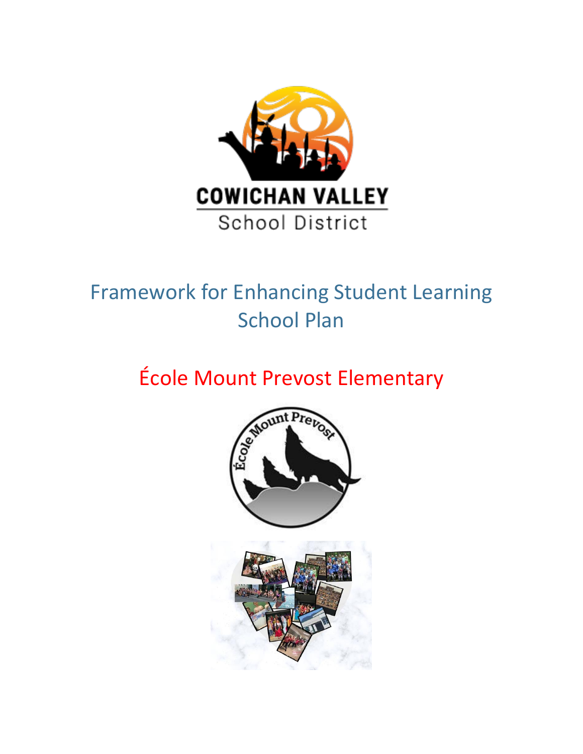COWICHAN VALLEY

School District

# Framework for Enhancing Student Learning School Plan

## École Mount Prevost Elementary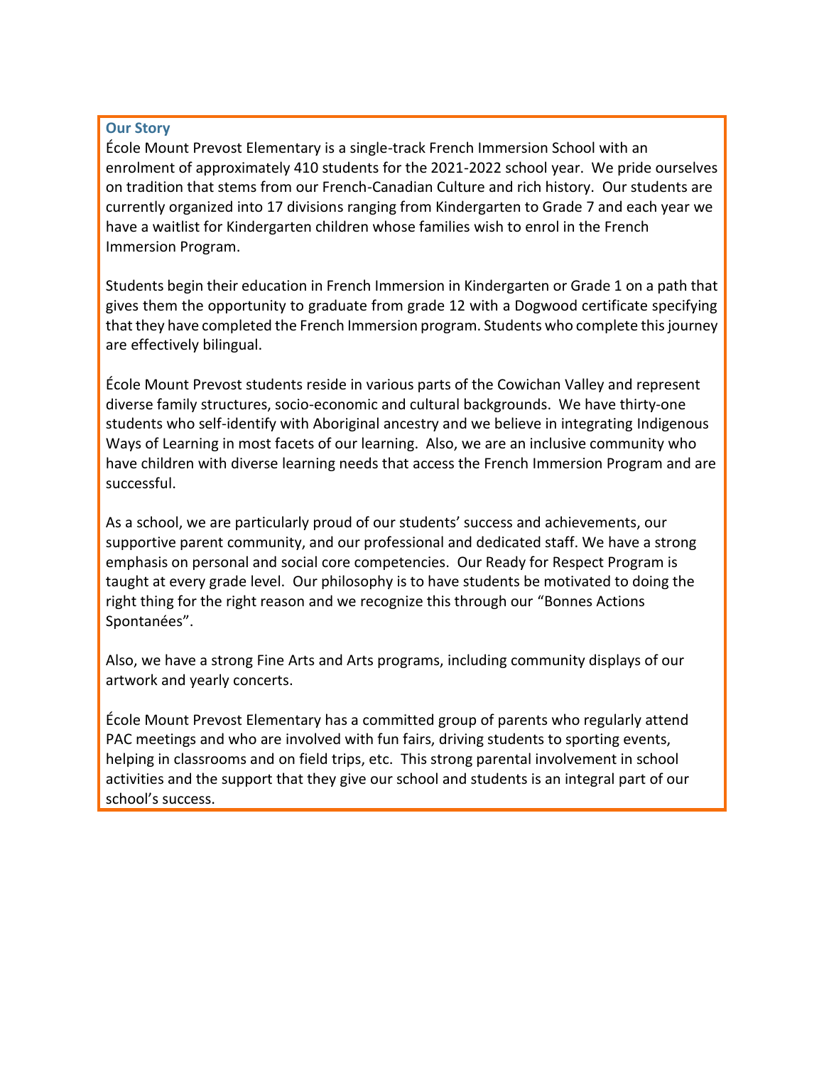### Our Story

École Mount Prevost Elementary is a single-track French Immersion School with an enrolment of approximately 410 students for the 2021-2022 school year. We pride ourselves on tradition that stems from our French-Canadian Culture and rich history. Our students are currently organized into 17 divisions ranging from Kindergarten to Grade 7 and each year we have a waitlist for Kindergarten children whose families wish to enrol in the French Immersion Program.

Students begin their education in French Immersion in Kindergarten or Grade 1 on a path that gives them the opportunity to graduate from grade 12 with a Dogwood certificate specifying that they have completed the French Immersion program. Students who complete this journey are effectively bilingual.

École Mount Prevost students reside in various parts of the Cowichan Valley and represent diverse family structures, socio-economic and cultural backgrounds. We have thirty-one students who self-identify with Aboriginal ancestry and we believe in integrating Indigenous Ways of Learning in most facets of our learning. Also, we are an inclusive community who have children with diverse learning needs that access the French Immersion Program and are successful.

As a school, we are particularly proud of our students' success and achievements, our supportive parent community, and our professional and dedicated staff. We have a strong emphasis on personal and social core competencies. Our Ready for Respect Program is taught at every grade level. Our philosophy is to have students be motivated to doing the right thing for the right reason and we recognize this through our "Bonnes Actions Spontanées".

Also, we have a strong Fine Arts and Arts programs, including community displays of our artwork and yearly concerts.

École Mount Prevost Elementary has a committed group of parents who regularly attend PAC meetings and who are involved with fun fairs, driving students to sporting events, helping in classrooms and on field trips, etc. This strong parental involvement in school activities and the support that they give our school and students is an integral part of our school's success.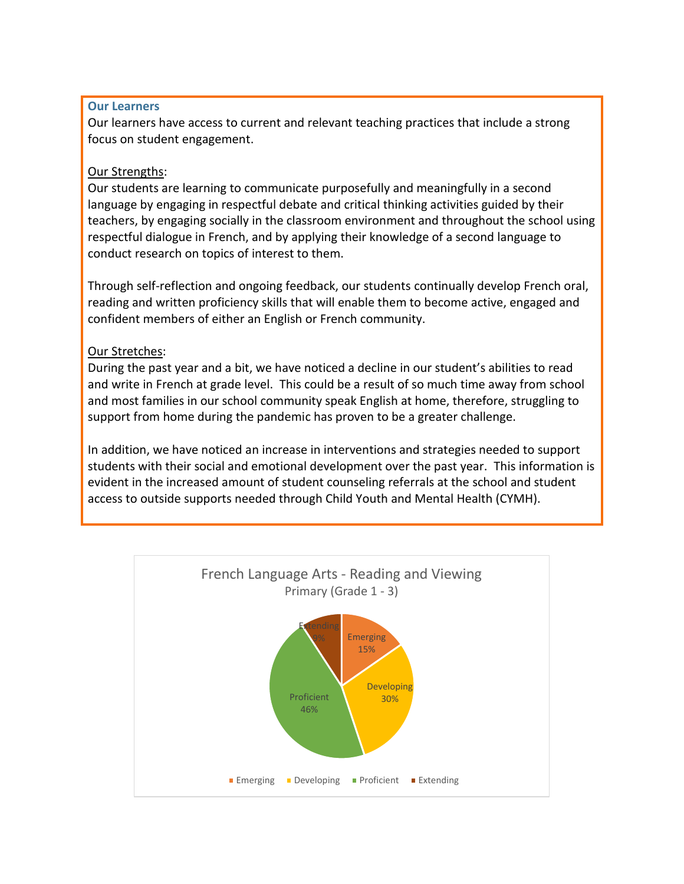## Our Learners

Our learners have access to current and relevant teaching practices that include a strong focus on student engagement.

Our Strengths:

Our students are learning to communicate purposefully and meaningfully in a second language by engaging in respectful debate and critical thinking activities guided by their teachers, by engaging socially in the classroom environment and throughout the school using respectful dialogue in French, and by applying their knowledge of a second language to conduct research on topics of interest to them.

Through self-reflection and ongoing feedback, our students continually develop French oral, reading and written proficiency skills that will enable them to become active, engaged and confident members of either an English or French community.

Our Stretches:

During the past year and a bit, we have noticed a decline in our student's abilities to read and write in French at grade level. This could be a result of so much time away from school and most families in our school community speak English at home, therefore, struggling to support from home during the pandemic has proven to be a greater challenge.

In addition, we have noticed an increase in interventions and strategies needed to support students with their social and emotional development over the past year. This information is evident in the increased amount of student counseling referrals at the school and student access to outside supports needed through Child Youth and Mental Health (CYMH).

**French Language Arts - Reading and Viewing**
Primary (Grade 1 - 3)

| Category | Percentage |
|---|---|
| Emerging | 15% |
| Developing | 30% |
| Proficient | 46% |
| Extending | 9% |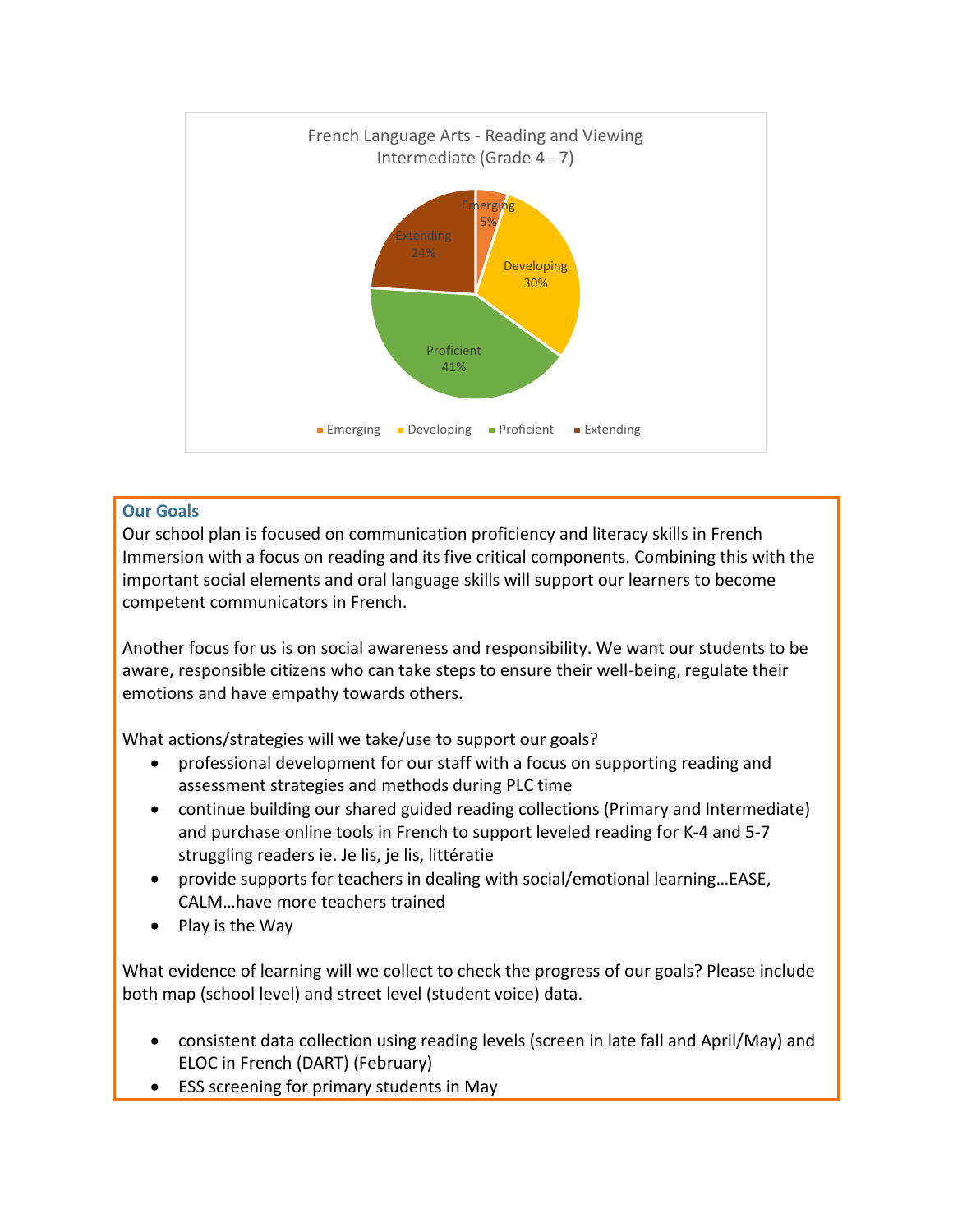French Language Arts - Reading and Viewing
Intermediate (Grade 4 - 7)

| Category | Percentage |
| --- | --- |
| Emerging | 5% |
| Developing | 30% |
| Proficient | 41% |
| Extending | 24% |

**Our Goals**

Our school plan is focused on communication proficiency and literacy skills in French Immersion with a focus on reading and its five critical components. Combining this with the important social elements and oral language skills will support our learners to become competent communicators in French.

Another focus for us is on social awareness and responsibility. We want our students to be aware, responsible citizens who can take steps to ensure their well-being, regulate their emotions and have empathy towards others.

What actions/strategies will we take/use to support our goals?

- professional development for our staff with a focus on supporting reading and assessment strategies and methods during PLC time
- continue building our shared guided reading collections (Primary and Intermediate) and purchase online tools in French to support leveled reading for K-4 and 5-7 struggling readers ie. Je lis, je lis, littératie
- provide supports for teachers in dealing with social/emotional learning…EASE, CALM…have more teachers trained
- Play is the Way

What evidence of learning will we collect to check the progress of our goals? Please include both map (school level) and street level (student voice) data.

- consistent data collection using reading levels (screen in late fall and April/May) and ELOC in French (DART) (February)
- ESS screening for primary students in May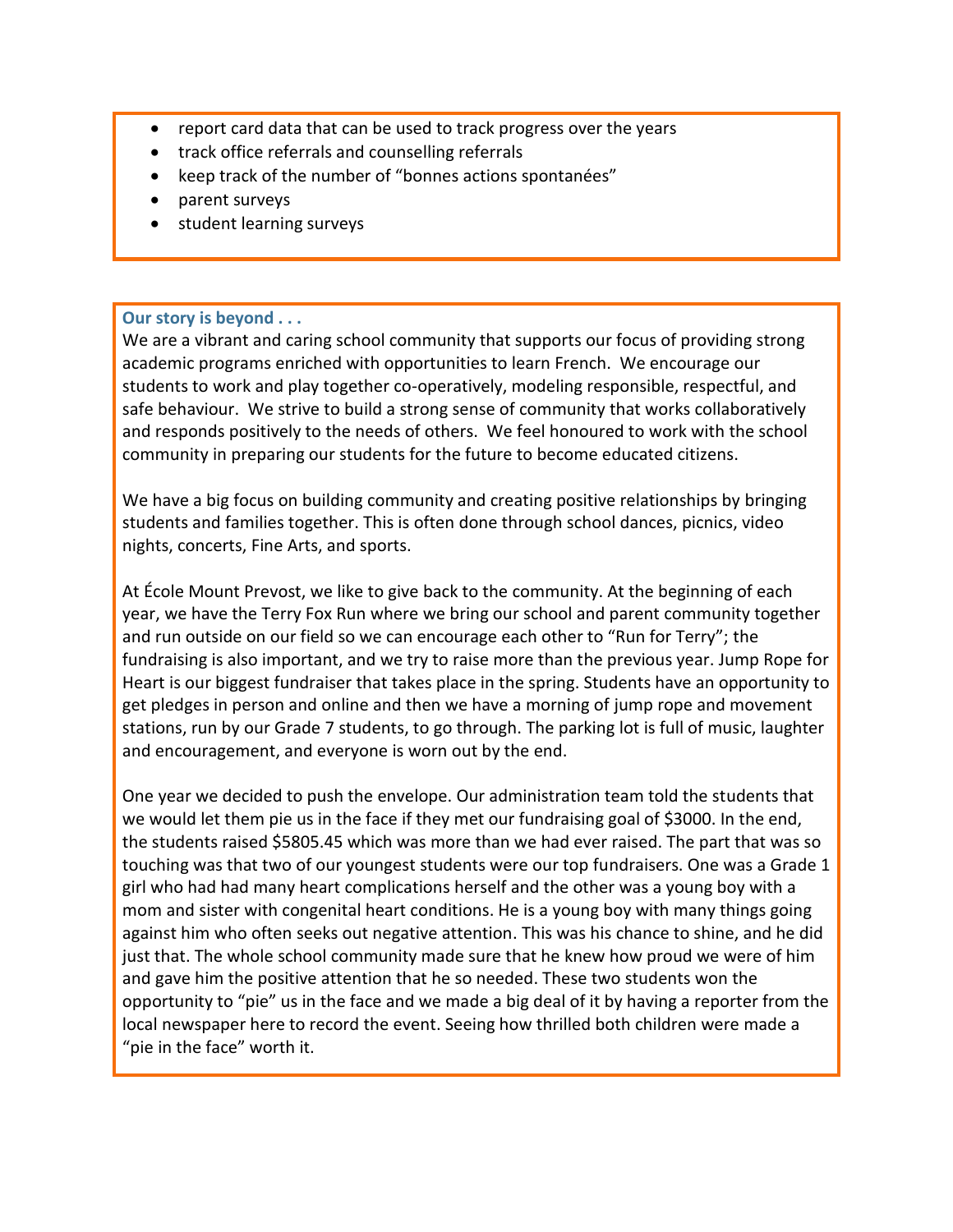- report card data that can be used to track progress over the years
- track office referrals and counselling referrals
- keep track of the number of "bonnes actions spontanées"
- parent surveys
- student learning surveys

**Our story is beyond . . .**

We are a vibrant and caring school community that supports our focus of providing strong academic programs enriched with opportunities to learn French. We encourage our students to work and play together co-operatively, modeling responsible, respectful, and safe behaviour. We strive to build a strong sense of community that works collaboratively and responds positively to the needs of others. We feel honoured to work with the school community in preparing our students for the future to become educated citizens.

We have a big focus on building community and creating positive relationships by bringing students and families together. This is often done through school dances, picnics, video nights, concerts, Fine Arts, and sports.

At École Mount Prevost, we like to give back to the community. At the beginning of each year, we have the Terry Fox Run where we bring our school and parent community together and run outside on our field so we can encourage each other to "Run for Terry"; the fundraising is also important, and we try to raise more than the previous year. Jump Rope for Heart is our biggest fundraiser that takes place in the spring. Students have an opportunity to get pledges in person and online and then we have a morning of jump rope and movement stations, run by our Grade 7 students, to go through. The parking lot is full of music, laughter and encouragement, and everyone is worn out by the end.

One year we decided to push the envelope. Our administration team told the students that we would let them pie us in the face if they met our fundraising goal of $3000. In the end, the students raised $5805.45 which was more than we had ever raised. The part that was so touching was that two of our youngest students were our top fundraisers. One was a Grade 1 girl who had had many heart complications herself and the other was a young boy with a mom and sister with congenital heart conditions. He is a young boy with many things going against him who often seeks out negative attention. This was his chance to shine, and he did just that. The whole school community made sure that he knew how proud we were of him and gave him the positive attention that he so needed. These two students won the opportunity to "pie" us in the face and we made a big deal of it by having a reporter from the local newspaper here to record the event. Seeing how thrilled both children were made a "pie in the face" worth it.